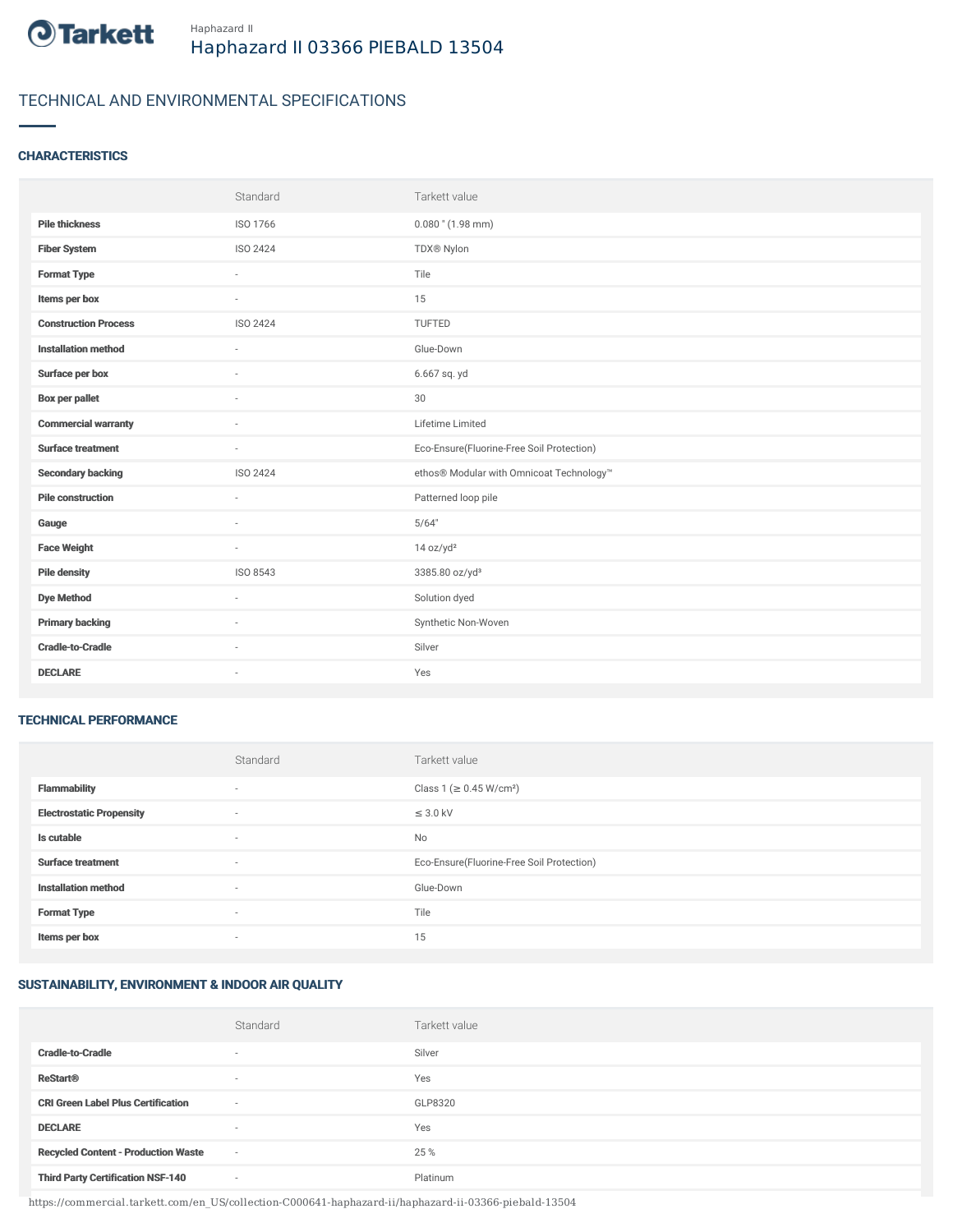Haphazard II

# Haphazard II 03366 PIEBALD 13504

## TECHNICAL AND ENVIRONMENTAL SPECIFICATIONS

### CHARACTERISTICS

| | Standard | Tarkett value |
|---|---|---|
| **Pile thickness** | ISO 1766 | 0.080 " (1.98 mm) |
| **Fiber System** | ISO 2424 | TDX® Nylon |
| **Format Type** | - | Tile |
| **Items per box** | - | 15 |
| **Construction Process** | ISO 2424 | TUFTED |
| **Installation method** | - | Glue-Down |
| **Surface per box** | - | 6.667 sq. yd |
| **Box per pallet** | - | 30 |
| **Commercial warranty** | - | Lifetime Limited |
| **Surface treatment** | - | Eco-Ensure(Fluorine-Free Soil Protection) |
| **Secondary backing** | ISO 2424 | ethos® Modular with Omnicoat Technology™ |
| **Pile construction** | - | Patterned loop pile |
| **Gauge** | - | 5/64" |
| **Face Weight** | - | 14 oz/yd² |
| **Pile density** | ISO 8543 | 3385.80 oz/yd³ |
| **Dye Method** | - | Solution dyed |
| **Primary backing** | - | Synthetic Non-Woven |
| **Cradle-to-Cradle** | - | Silver |
| **DECLARE** | - | Yes |

### TECHNICAL PERFORMANCE

| | Standard | Tarkett value |
|---|---|---|
| **Flammability** | - | Class 1 (≥ 0.45 W/cm²) |
| **Electrostatic Propensity** | - | ≤ 3.0 kV |
| **Is cutable** | - | No |
| **Surface treatment** | - | Eco-Ensure(Fluorine-Free Soil Protection) |
| **Installation method** | - | Glue-Down |
| **Format Type** | - | Tile |
| **Items per box** | - | 15 |

### SUSTAINABILITY, ENVIRONMENT & INDOOR AIR QUALITY

| | Standard | Tarkett value |
|---|---|---|
| **Cradle-to-Cradle** | - | Silver |
| **ReStart®** | - | Yes |
| **CRI Green Label Plus Certification** | - | GLP8320 |
| **DECLARE** | - | Yes |
| **Recycled Content - Production Waste** | - | 25 % |
| **Third Party Certification NSF-140** | - | Platinum |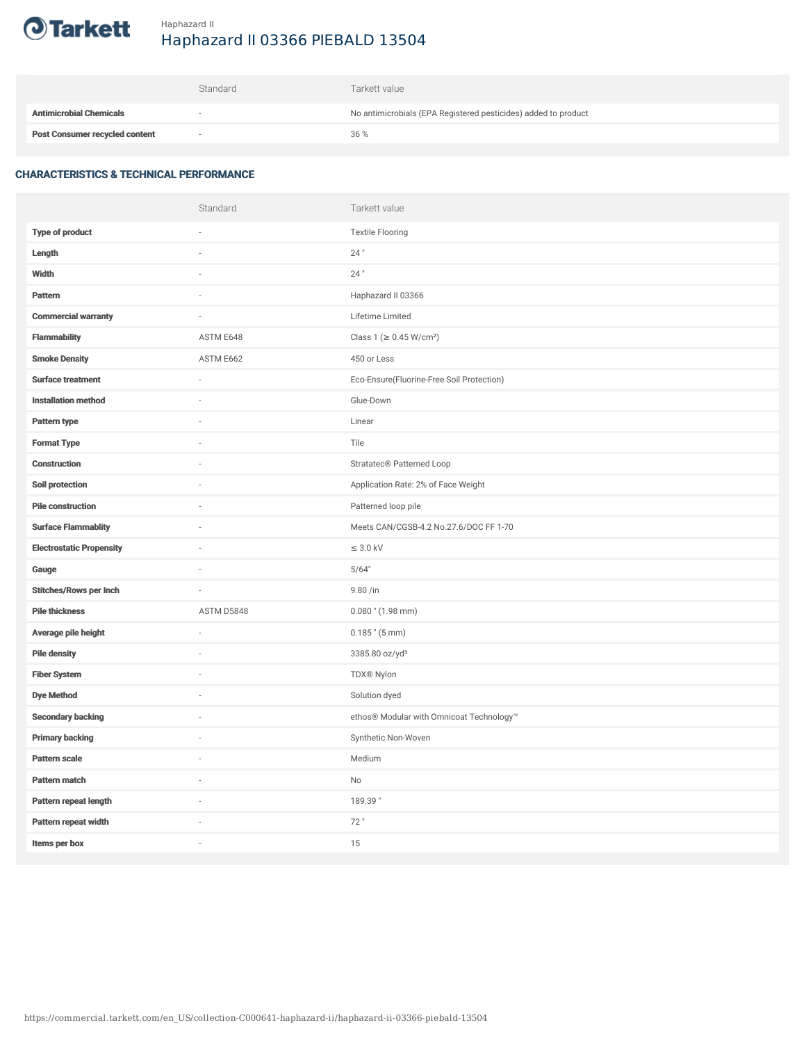Haphazard II

# Haphazard II 03366 PIEBALD 13504

| | Standard | Tarkett value |
|---|---|---|
| **Antimicrobial Chemicals** | - | No antimicrobials (EPA Registered pesticides) added to product |
| **Post Consumer recycled content** | - | 36 % |

## CHARACTERISTICS & TECHNICAL PERFORMANCE

| | Standard | Tarkett value |
|---|---|---|
| **Type of product** | - | Textile Flooring |
| **Length** | - | 24 " |
| **Width** | - | 24 " |
| **Pattern** | - | Haphazard II 03366 |
| **Commercial warranty** | - | Lifetime Limited |
| **Flammability** | ASTM E648 | Class 1 (≥ 0.45 W/cm²) |
| **Smoke Density** | ASTM E662 | 450 or Less |
| **Surface treatment** | - | Eco-Ensure(Fluorine-Free Soil Protection) |
| **Installation method** | - | Glue-Down |
| **Pattern type** | - | Linear |
| **Format Type** | - | Tile |
| **Construction** | - | Stratatec® Patterned Loop |
| **Soil protection** | - | Application Rate: 2% of Face Weight |
| **Pile construction** | - | Patterned loop pile |
| **Surface Flammablity** | - | Meets CAN/CGSB-4.2 No.27.6/DOC FF 1-70 |
| **Electrostatic Propensity** | - | ≤ 3.0 kV |
| **Gauge** | - | 5/64" |
| **Stitches/Rows per Inch** | - | 9.80 /in |
| **Pile thickness** | ASTM D5848 | 0.080 " (1.98 mm) |
| **Average pile height** | - | 0.185 " (5 mm) |
| **Pile density** | - | 3385.80 oz/yd³ |
| **Fiber System** | - | TDX® Nylon |
| **Dye Method** | - | Solution dyed |
| **Secondary backing** | - | ethos® Modular with Omnicoat Technology™ |
| **Primary backing** | - | Synthetic Non-Woven |
| **Pattern scale** | - | Medium |
| **Pattern match** | - | No |
| **Pattern repeat length** | - | 189.39 " |
| **Pattern repeat width** | - | 72 " |
| **Items per box** | - | 15 |

https://commercial.tarkett.com/en_US/collection-C000641-haphazard-ii/haphazard-ii-03366-piebald-13504